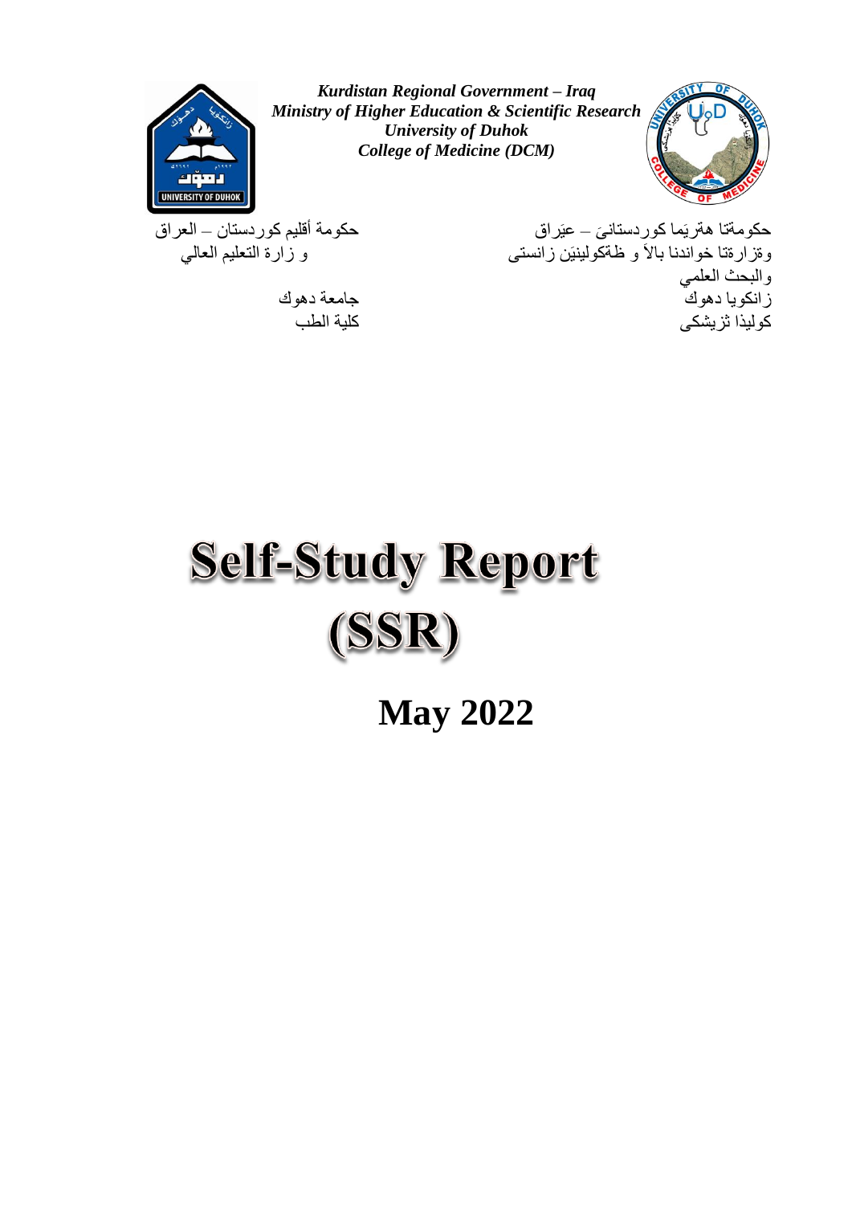***Kurdistan Regional Government – Iraq***
***Ministry of Higher Education & Scientific Research***
***University of Duhok***
***College of Medicine (DCM)***

حكومةتا هةريَما كوردستانىَ – عيَراق
وةزارةتا خواندنا بالاَ و ظةكولينيَن زانستى
والبحث العلمي
زانكويا دهوك
كوليذا ثزيشكى

حكومة أقليم كوردستان – العراق
وزارة التعليم العالي

جامعة دهوك
كلية الطب

# Self-Study Report (SSR)

## May 2022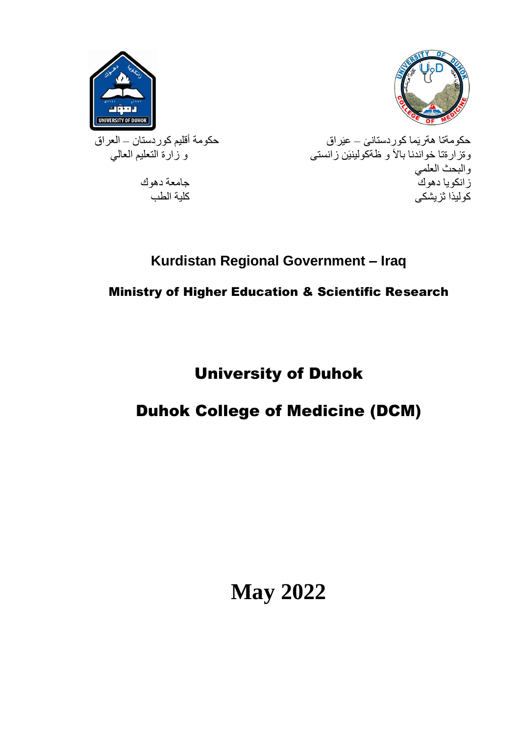حكومة أقليم كوردستان – العراق
و زارة التعليم العالي

جامعة دهوك
كلية الطب

حكومةتا هةريَما كوردستانىَ – عيَراق
وةزارةتا خواندنا بالآ و ظةكولينيَن زانستى
والبحث العلمي
زانكويا دهوك
كوليذا ثزيشكى

**Kurdistan Regional Government – Iraq**

**Ministry of Higher Education & Scientific Research**

# University of Duhok

# Duhok College of Medicine (DCM)

# May 2022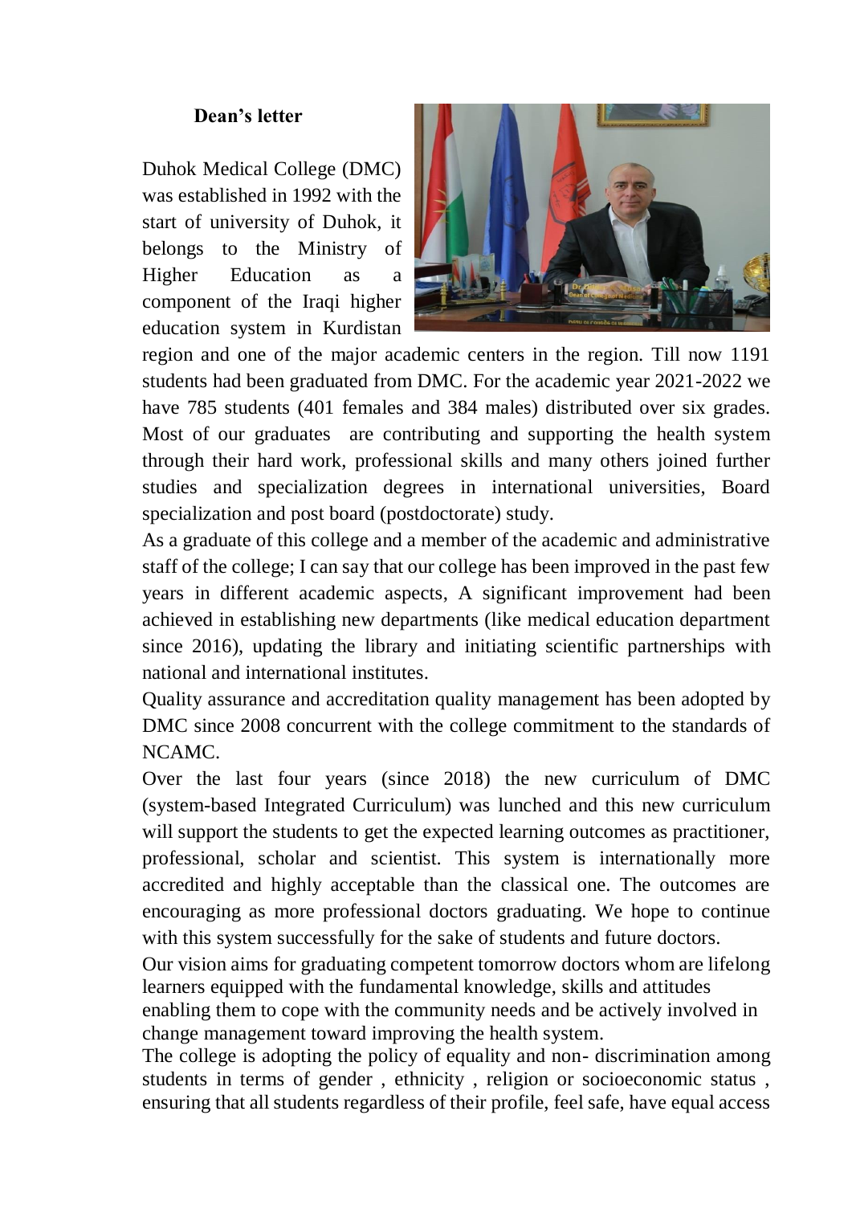**Dean's letter**

Duhok Medical College (DMC) was established in 1992 with the start of university of Duhok, it belongs to the Ministry of Higher Education as a component of the Iraqi higher education system in Kurdistan region and one of the major academic centers in the region. Till now 1191 students had been graduated from DMC. For the academic year 2021-2022 we have 785 students (401 females and 384 males) distributed over six grades. Most of our graduates are contributing and supporting the health system through their hard work, professional skills and many others joined further studies and specialization degrees in international universities, Board specialization and post board (postdoctorate) study.

As a graduate of this college and a member of the academic and administrative staff of the college; I can say that our college has been improved in the past few years in different academic aspects, A significant improvement had been achieved in establishing new departments (like medical education department since 2016), updating the library and initiating scientific partnerships with national and international institutes.

Quality assurance and accreditation quality management has been adopted by DMC since 2008 concurrent with the college commitment to the standards of NCAMC.

Over the last four years (since 2018) the new curriculum of DMC (system-based Integrated Curriculum) was lunched and this new curriculum will support the students to get the expected learning outcomes as practitioner, professional, scholar and scientist. This system is internationally more accredited and highly acceptable than the classical one. The outcomes are encouraging as more professional doctors graduating. We hope to continue with this system successfully for the sake of students and future doctors.

Our vision aims for graduating competent tomorrow doctors whom are lifelong learners equipped with the fundamental knowledge, skills and attitudes enabling them to cope with the community needs and be actively involved in change management toward improving the health system.

The college is adopting the policy of equality and non- discrimination among students in terms of gender , ethnicity , religion or socioeconomic status , ensuring that all students regardless of their profile, feel safe, have equal access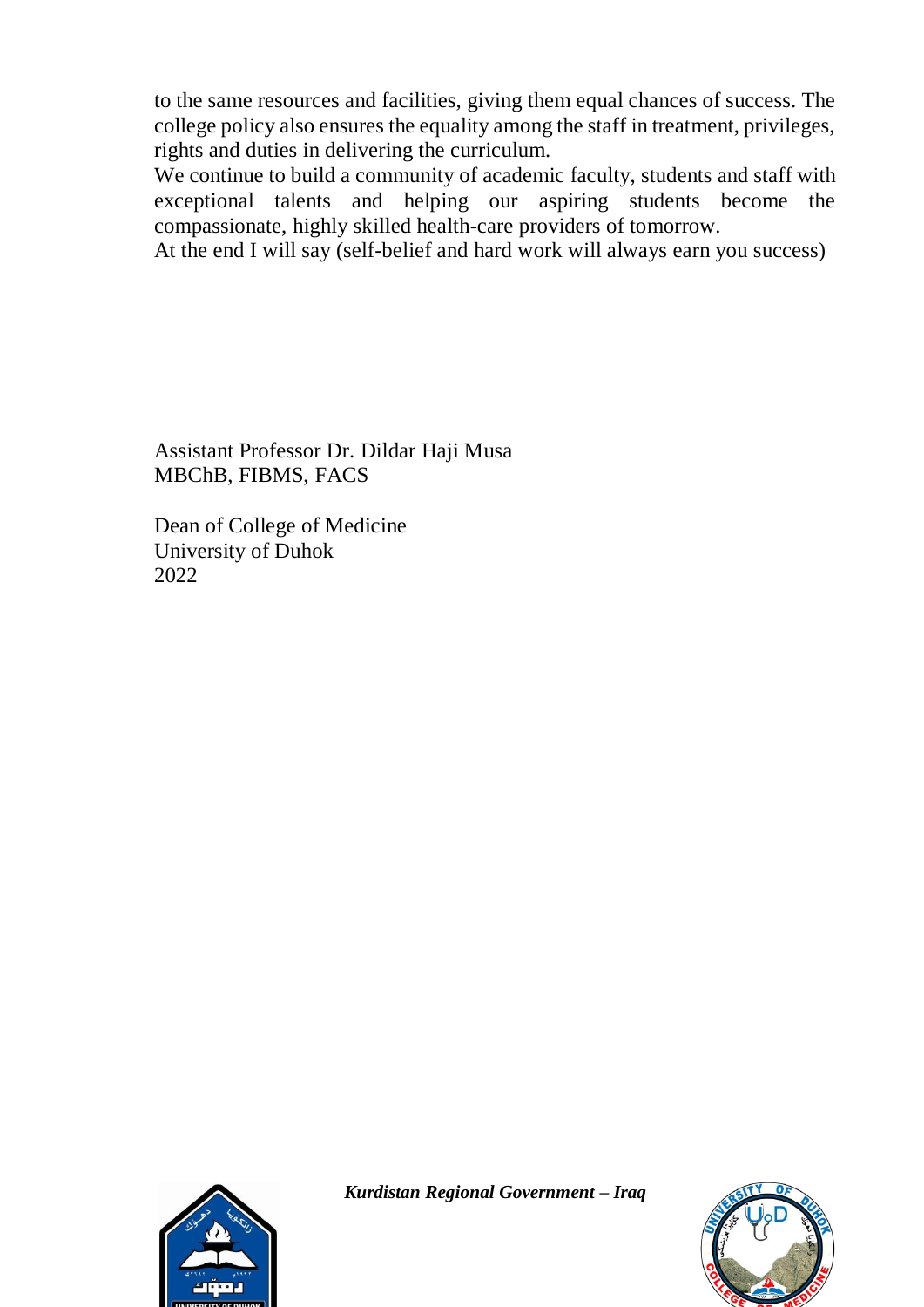to the same resources and facilities, giving them equal chances of success. The college policy also ensures the equality among the staff in treatment, privileges, rights and duties in delivering the curriculum.

We continue to build a community of academic faculty, students and staff with exceptional talents and helping our aspiring students become the compassionate, highly skilled health-care providers of tomorrow.

At the end I will say (self-belief and hard work will always earn you success)

Assistant Professor Dr. Dildar Haji Musa
MBChB, FIBMS, FACS

Dean of College of Medicine
University of Duhok
2022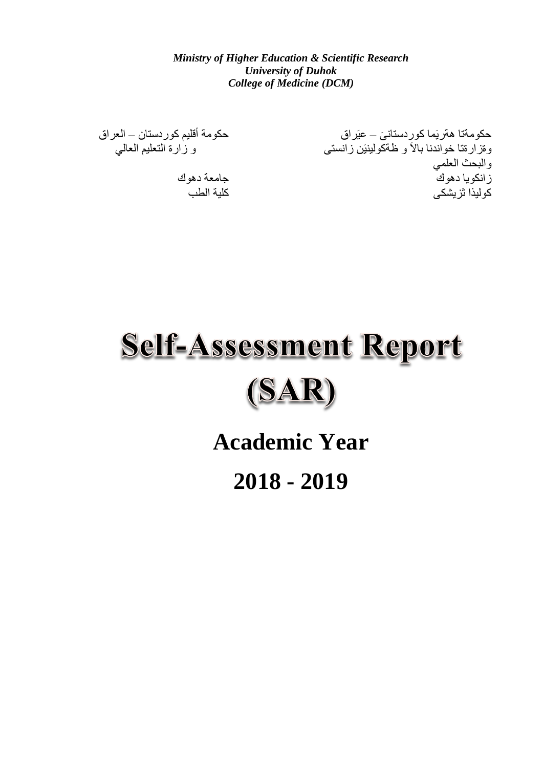***Ministry of Higher Education & Scientific Research***
***University of Duhok***
***College of Medicine (DCM)***

حكومةتا هةريَما كوردستانىَ – عيَراق
وةزارةتا خواندنا بالاَ و ظةكولينيَن زانستى
زانكويا دهوك
كوليذا ثزيشكى

حكومة أقليم كوردستان – العراق
و زارة التعليم العالي
والبحث العلمي
جامعة دهوك
كلية الطب

# Self-Assessment Report (SAR)

## Academic Year

## 2018 - 2019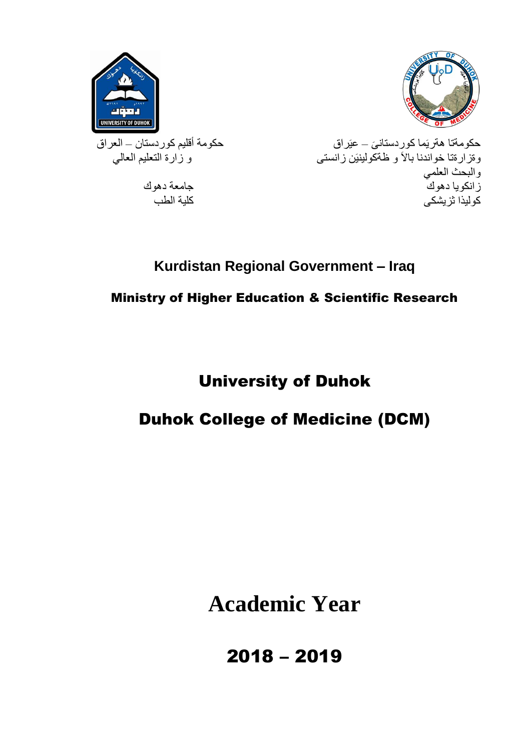حكومةتا هةريَما كوردستانىَ – عيَراق
وةزارةتا خواندنا بالآ وظةكولينيَن زانستى
والبحث العلمي
زانكويا دهوك
كوليذا ثزيشكى

حكومة أقليم كوردستان – العراق
وزارة التعليم العالي

جامعة دهوك
كلية الطب

**Kurdistan Regional Government – Iraq**

**Ministry of Higher Education & Scientific Research**

# University of Duhok

# Duhok College of Medicine (DCM)

# Academic Year

# 2018 – 2019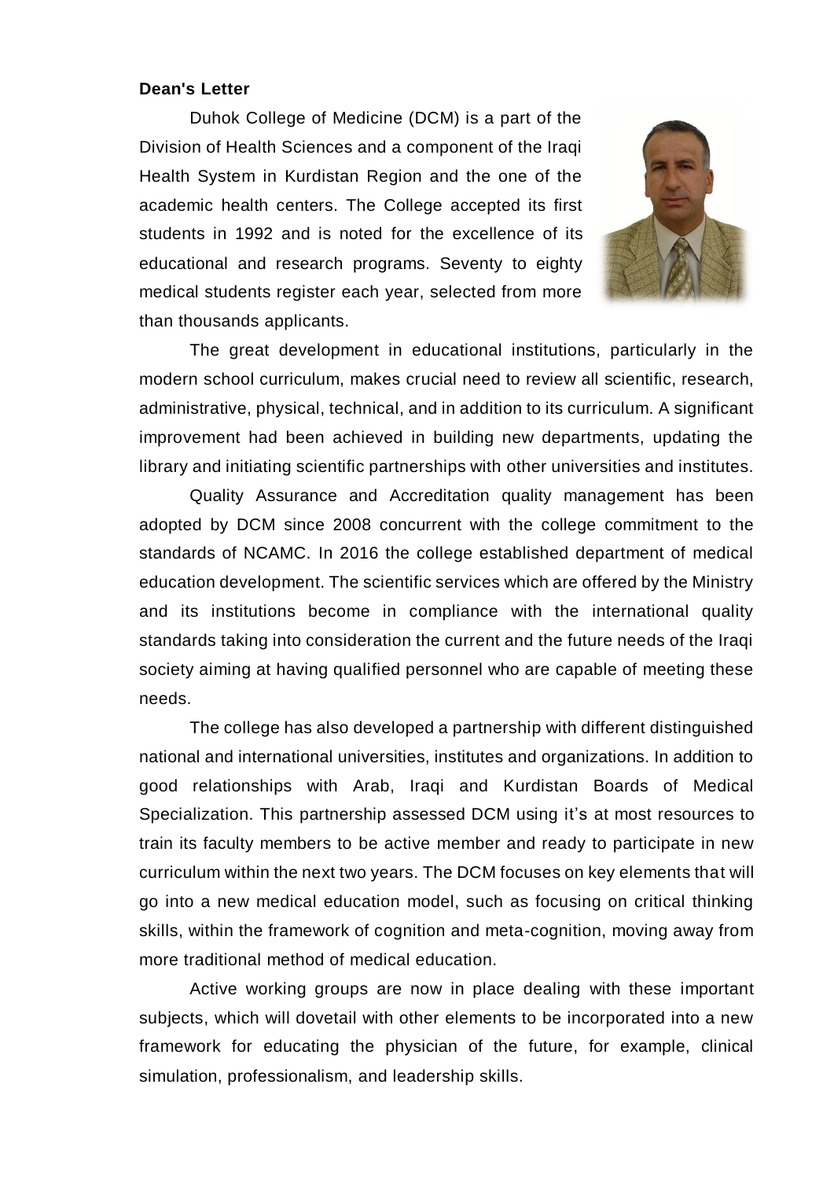**Dean's Letter**

Duhok College of Medicine (DCM) is a part of the Division of Health Sciences and a component of the Iraqi Health System in Kurdistan Region and the one of the academic health centers. The College accepted its first students in 1992 and is noted for the excellence of its educational and research programs. Seventy to eighty medical students register each year, selected from more than thousands applicants.

The great development in educational institutions, particularly in the modern school curriculum, makes crucial need to review all scientific, research, administrative, physical, technical, and in addition to its curriculum. A significant improvement had been achieved in building new departments, updating the library and initiating scientific partnerships with other universities and institutes.

Quality Assurance and Accreditation quality management has been adopted by DCM since 2008 concurrent with the college commitment to the standards of NCAMC. In 2016 the college established department of medical education development. The scientific services which are offered by the Ministry and its institutions become in compliance with the international quality standards taking into consideration the current and the future needs of the Iraqi society aiming at having qualified personnel who are capable of meeting these needs.

The college has also developed a partnership with different distinguished national and international universities, institutes and organizations. In addition to good relationships with Arab, Iraqi and Kurdistan Boards of Medical Specialization. This partnership assessed DCM using it's at most resources to train its faculty members to be active member and ready to participate in new curriculum within the next two years. The DCM focuses on key elements that will go into a new medical education model, such as focusing on critical thinking skills, within the framework of cognition and meta-cognition, moving away from more traditional method of medical education.

Active working groups are now in place dealing with these important subjects, which will dovetail with other elements to be incorporated into a new framework for educating the physician of the future, for example, clinical simulation, professionalism, and leadership skills.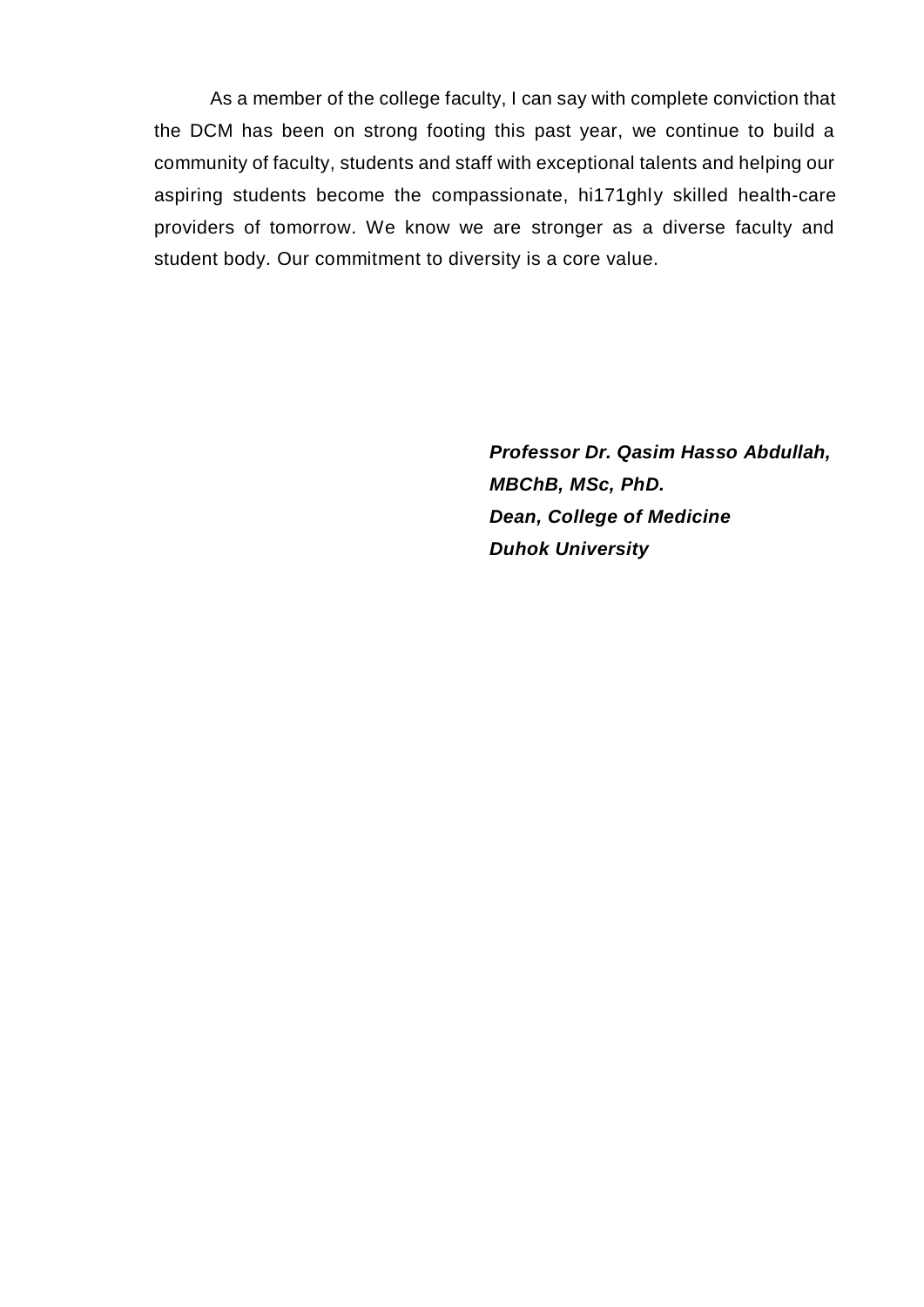As a member of the college faculty, I can say with complete conviction that the DCM has been on strong footing this past year, we continue to build a community of faculty, students and staff with exceptional talents and helping our aspiring students become the compassionate, hi171ghly skilled health-care providers of tomorrow. We know we are stronger as a diverse faculty and student body. Our commitment to diversity is a core value.

***Professor Dr. Qasim Hasso Abdullah,***
***MBChB, MSc, PhD.***
***Dean, College of Medicine***
***Duhok University***